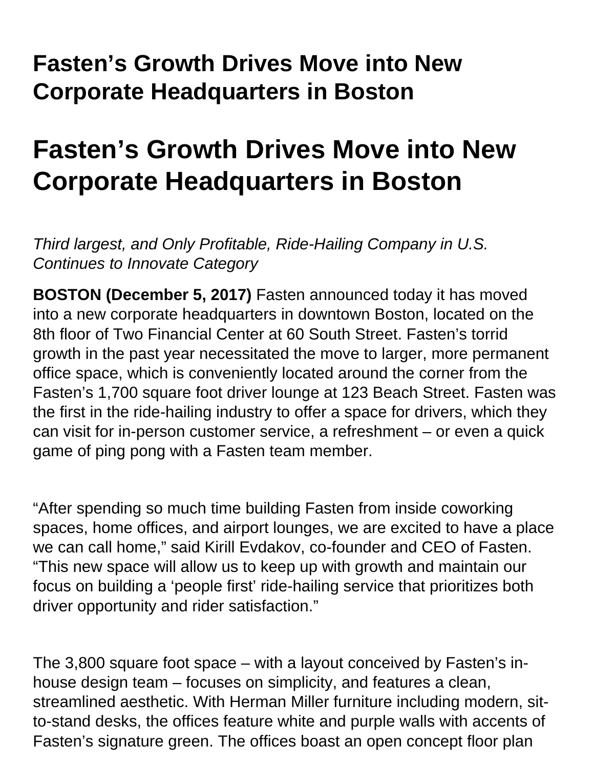# Fasten's Growth Drives Move into New Corporate Headquarters in Boston

# Fasten's Growth Drives Move into New Corporate Headquarters in Boston

*Third largest, and Only Profitable, Ride-Hailing Company in U.S. Continues to Innovate Category*

**BOSTON (December 5, 2017)** Fasten announced today it has moved into a new corporate headquarters in downtown Boston, located on the 8th floor of Two Financial Center at 60 South Street. Fasten's torrid growth in the past year necessitated the move to larger, more permanent office space, which is conveniently located around the corner from the Fasten's 1,700 square foot driver lounge at 123 Beach Street. Fasten was the first in the ride-hailing industry to offer a space for drivers, which they can visit for in-person customer service, a refreshment – or even a quick game of ping pong with a Fasten team member.

"After spending so much time building Fasten from inside coworking spaces, home offices, and airport lounges, we are excited to have a place we can call home," said Kirill Evdakov, co-founder and CEO of Fasten. "This new space will allow us to keep up with growth and maintain our focus on building a 'people first' ride-hailing service that prioritizes both driver opportunity and rider satisfaction."

The 3,800 square foot space – with a layout conceived by Fasten's in-house design team – focuses on simplicity, and features a clean, streamlined aesthetic. With Herman Miller furniture including modern, sit-to-stand desks, the offices feature white and purple walls with accents of Fasten's signature green. The offices boast an open concept floor plan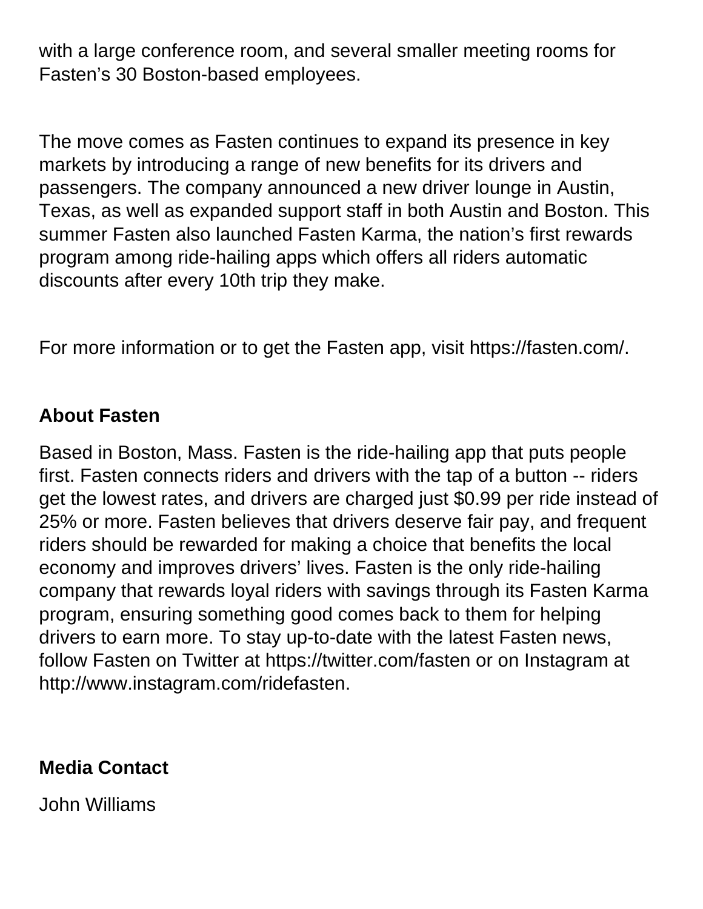with a large conference room, and several smaller meeting rooms for Fasten's 30 Boston-based employees.

The move comes as Fasten continues to expand its presence in key markets by introducing a range of new benefits for its drivers and passengers. The company announced a new driver lounge in Austin, Texas, as well as expanded support staff in both Austin and Boston. This summer Fasten also launched Fasten Karma, the nation's first rewards program among ride-hailing apps which offers all riders automatic discounts after every 10th trip they make.

For more information or to get the Fasten app, visit https://fasten.com/.

**About Fasten**

Based in Boston, Mass. Fasten is the ride-hailing app that puts people first. Fasten connects riders and drivers with the tap of a button -- riders get the lowest rates, and drivers are charged just $0.99 per ride instead of 25% or more. Fasten believes that drivers deserve fair pay, and frequent riders should be rewarded for making a choice that benefits the local economy and improves drivers' lives. Fasten is the only ride-hailing company that rewards loyal riders with savings through its Fasten Karma program, ensuring something good comes back to them for helping drivers to earn more. To stay up-to-date with the latest Fasten news, follow Fasten on Twitter at https://twitter.com/fasten or on Instagram at http://www.instagram.com/ridefasten.

**Media Contact**

John Williams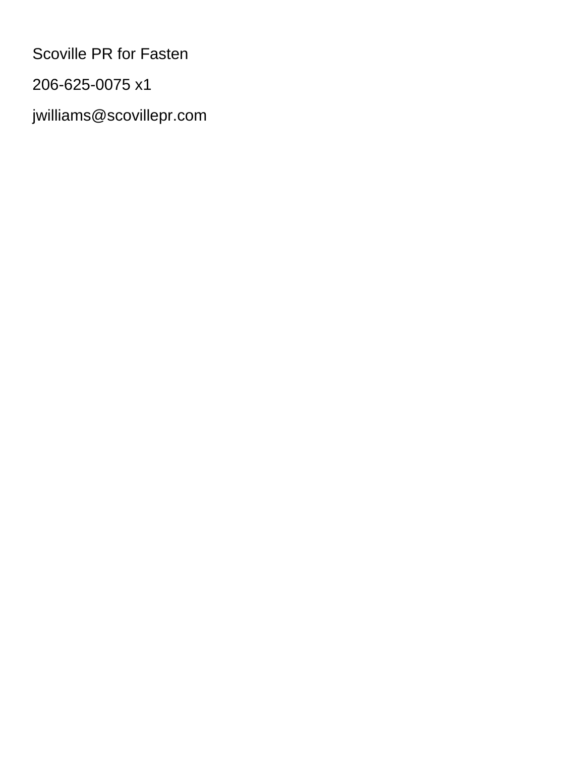Scoville PR for Fasten

206-625-0075 x1

jwilliams@scovillepr.com